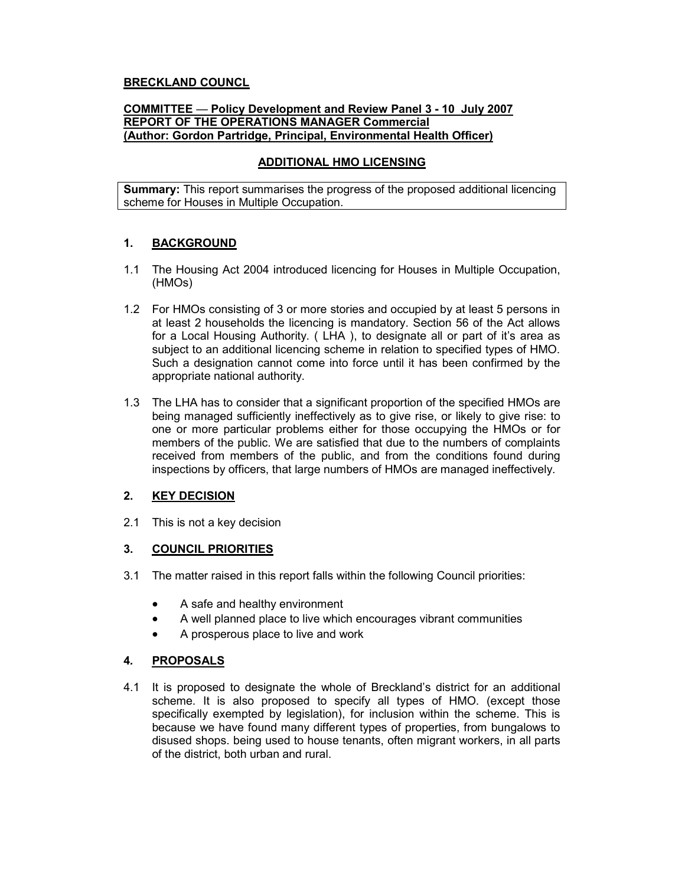**BRECKLAND COUNCL**

**COMMITTEE — Policy Development and Review Panel 3 - 10 July 2007**
**REPORT OF THE OPERATIONS MANAGER Commercial**
**(Author: Gordon Partridge, Principal, Environmental Health Officer)**

# ADDITIONAL HMO LICENSING

**Summary:** This report summarises the progress of the proposed additional licencing scheme for Houses in Multiple Occupation.

## 1. BACKGROUND

1.1 The Housing Act 2004 introduced licencing for Houses in Multiple Occupation, (HMOs)

1.2 For HMOs consisting of 3 or more stories and occupied by at least 5 persons in at least 2 households the licencing is mandatory. Section 56 of the Act allows for a Local Housing Authority. ( LHA ), to designate all or part of it's area as subject to an additional licencing scheme in relation to specified types of HMO. Such a designation cannot come into force until it has been confirmed by the appropriate national authority.

1.3 The LHA has to consider that a significant proportion of the specified HMOs are being managed sufficiently ineffectively as to give rise, or likely to give rise: to one or more particular problems either for those occupying the HMOs or for members of the public. We are satisfied that due to the numbers of complaints received from members of the public, and from the conditions found during inspections by officers, that large numbers of HMOs are managed ineffectively.

## 2. KEY DECISION

2.1 This is not a key decision

## 3. COUNCIL PRIORITIES

3.1 The matter raised in this report falls within the following Council priorities:

- A safe and healthy environment
- A well planned place to live which encourages vibrant communities
- A prosperous place to live and work

## 4. PROPOSALS

4.1 It is proposed to designate the whole of Breckland's district for an additional scheme. It is also proposed to specify all types of HMO. (except those specifically exempted by legislation), for inclusion within the scheme. This is because we have found many different types of properties, from bungalows to disused shops. being used to house tenants, often migrant workers, in all parts of the district, both urban and rural.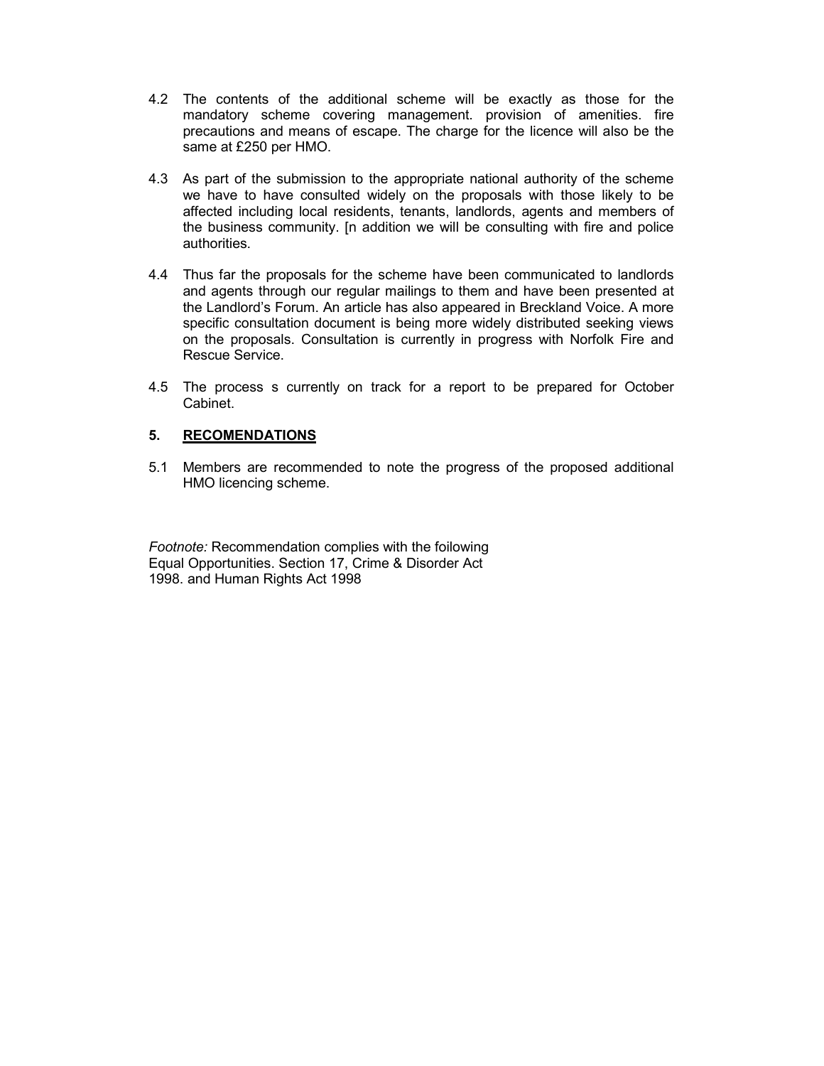4.2 The contents of the additional scheme will be exactly as those for the mandatory scheme covering management. provision of amenities. fire precautions and means of escape. The charge for the licence will also be the same at £250 per HMO.

4.3 As part of the submission to the appropriate national authority of the scheme we have to have consulted widely on the proposals with those likely to be affected including local residents, tenants, landlords, agents and members of the business community. [n addition we will be consulting with fire and police authorities.

4.4 Thus far the proposals for the scheme have been communicated to landlords and agents through our regular mailings to them and have been presented at the Landlord's Forum. An article has also appeared in Breckland Voice. A more specific consultation document is being more widely distributed seeking views on the proposals. Consultation is currently in progress with Norfolk Fire and Rescue Service.

4.5 The process s currently on track for a report to be prepared for October Cabinet.

## 5. RECOMENDATIONS

5.1 Members are recommended to note the progress of the proposed additional HMO licencing scheme.

*Footnote:* Recommendation complies with the foilowing Equal Opportunities. Section 17, Crime & Disorder Act 1998. and Human Rights Act 1998